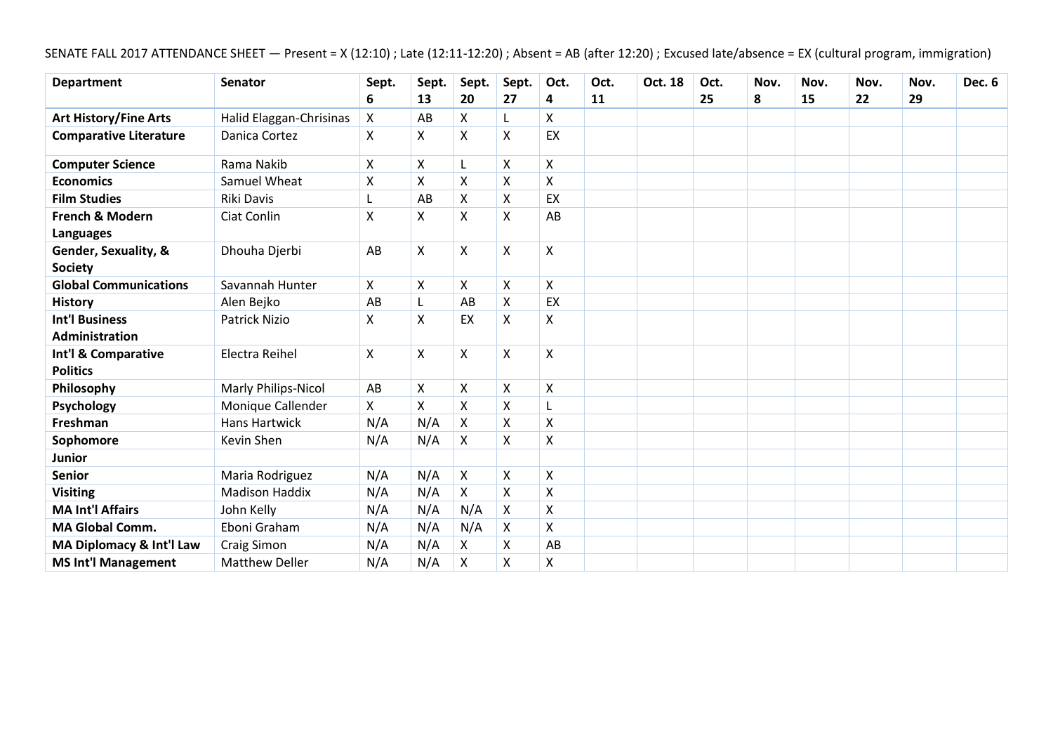SENATE FALL 2017 ATTENDANCE SHEET — Present = X (12:10) ; Late (12:11-12:20) ; Absent = AB (after 12:20) ; Excused late/absence = EX (cultural program, immigration)

| Department | Senator | Sept. 6 | Sept. 13 | Sept. 20 | Sept. 27 | Oct. 4 | Oct. 11 | Oct. 18 | Oct. 25 | Nov. 8 | Nov. 15 | Nov. 22 | Nov. 29 | Dec. 6 |
|---|---|---|---|---|---|---|---|---|---|---|---|---|---|---|
| **Art History/Fine Arts** | Halid Elaggan-Chrisinas | X | AB | X | L | X | | | | | | | | |
| **Comparative Literature** | Danica Cortez | X | X | X | X | EX | | | | | | | | |
| **Computer Science** | Rama Nakib | X | X | L | X | X | | | | | | | | |
| **Economics** | Samuel Wheat | X | X | X | X | X | | | | | | | | |
| **Film Studies** | Riki Davis | L | AB | X | X | EX | | | | | | | | |
| **French & Modern Languages** | Ciat Conlin | X | X | X | X | AB | | | | | | | | |
| **Gender, Sexuality, & Society** | Dhouha Djerbi | AB | X | X | X | X | | | | | | | | |
| **Global Communications** | Savannah Hunter | X | X | X | X | X | | | | | | | | |
| **History** | Alen Bejko | AB | L | AB | X | EX | | | | | | | | |
| **Int'l Business Administration** | Patrick Nizio | X | X | EX | X | X | | | | | | | | |
| **Int'l & Comparative Politics** | Electra Reihel | X | X | X | X | X | | | | | | | | |
| **Philosophy** | Marly Philips-Nicol | AB | X | X | X | X | | | | | | | | |
| **Psychology** | Monique Callender | X | X | X | X | L | | | | | | | | |
| **Freshman** | Hans Hartwick | N/A | N/A | X | X | X | | | | | | | | |
| **Sophomore** | Kevin Shen | N/A | N/A | X | X | X | | | | | | | | |
| **Junior** | | | | | | | | | | | | | | |
| **Senior** | Maria Rodriguez | N/A | N/A | X | X | X | | | | | | | | |
| **Visiting** | Madison Haddix | N/A | N/A | X | X | X | | | | | | | | |
| **MA Int'l Affairs** | John Kelly | N/A | N/A | N/A | X | X | | | | | | | | |
| **MA Global Comm.** | Eboni Graham | N/A | N/A | N/A | X | X | | | | | | | | |
| **MA Diplomacy & Int'l Law** | Craig Simon | N/A | N/A | X | X | AB | | | | | | | | |
| **MS Int'l Management** | Matthew Deller | N/A | N/A | X | X | X | | | | | | | | |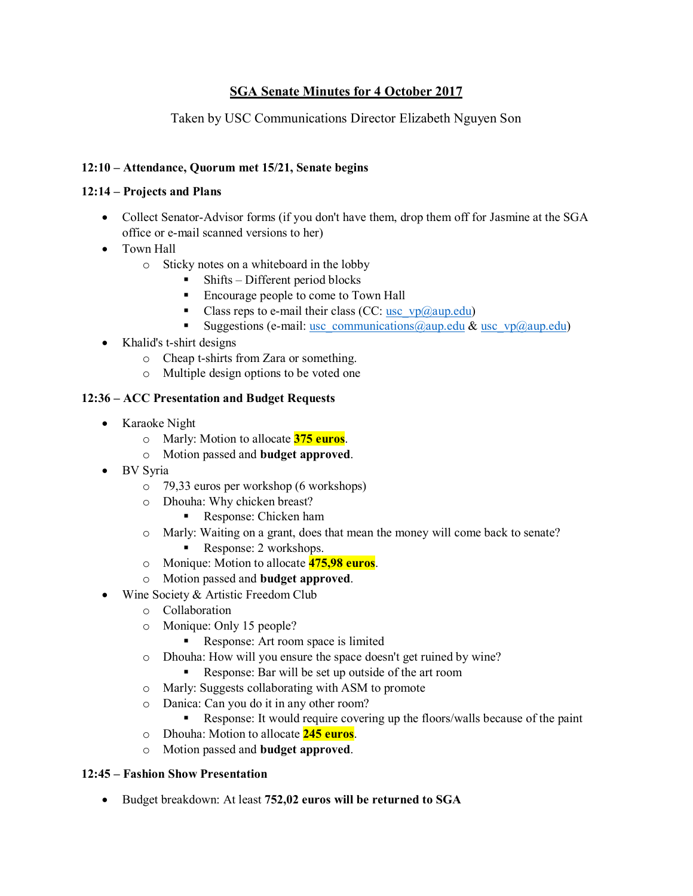# SGA Senate Minutes for 4 October 2017

Taken by USC Communications Director Elizabeth Nguyen Son

**12:10 – Attendance, Quorum met 15/21, Senate begins**

**12:14 – Projects and Plans**

- Collect Senator-Advisor forms (if you don't have them, drop them off for Jasmine at the SGA office or e-mail scanned versions to her)
- Town Hall
  - Sticky notes on a whiteboard in the lobby
    - Shifts – Different period blocks
    - Encourage people to come to Town Hall
    - Class reps to e-mail their class (CC: usc_vp@aup.edu)
    - Suggestions (e-mail: usc_communications@aup.edu & usc_vp@aup.edu)
- Khalid's t-shirt designs
  - Cheap t-shirts from Zara or something.
  - Multiple design options to be voted one

**12:36 – ACC Presentation and Budget Requests**

- Karaoke Night
  - Marly: Motion to allocate **375 euros**.
  - Motion passed and **budget approved**.
- BV Syria
  - 79,33 euros per workshop (6 workshops)
  - Dhouha: Why chicken breast?
    - Response: Chicken ham
  - Marly: Waiting on a grant, does that mean the money will come back to senate?
    - Response: 2 workshops.
  - Monique: Motion to allocate **475,98 euros**.
  - Motion passed and **budget approved**.
- Wine Society & Artistic Freedom Club
  - Collaboration
  - Monique: Only 15 people?
    - Response: Art room space is limited
  - Dhouha: How will you ensure the space doesn't get ruined by wine?
    - Response: Bar will be set up outside of the art room
  - Marly: Suggests collaborating with ASM to promote
  - Danica: Can you do it in any other room?
    - Response: It would require covering up the floors/walls because of the paint
  - Dhouha: Motion to allocate **245 euros**.
  - Motion passed and **budget approved**.

**12:45 – Fashion Show Presentation**

- Budget breakdown: At least **752,02 euros will be returned to SGA**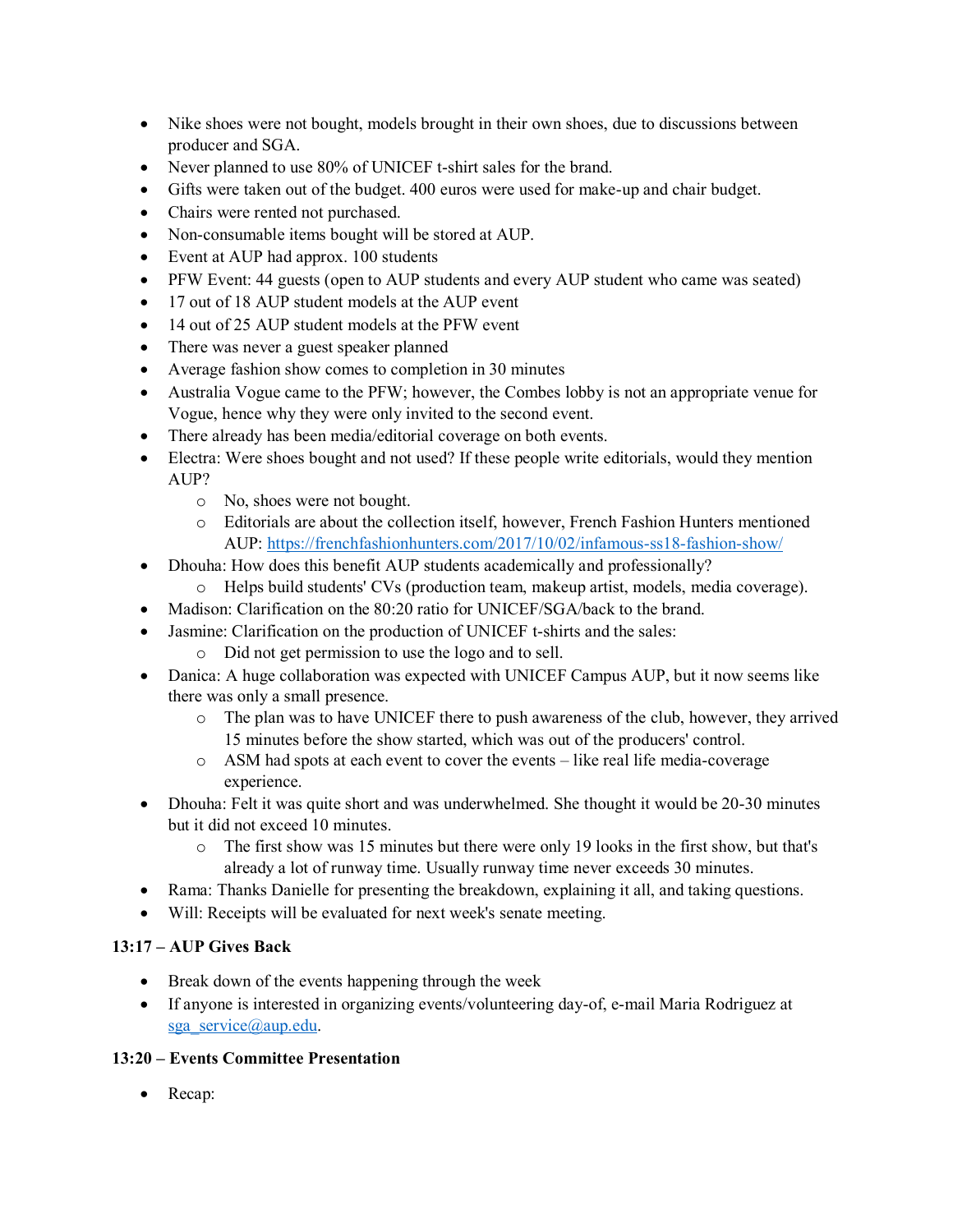- Nike shoes were not bought, models brought in their own shoes, due to discussions between producer and SGA.
- Never planned to use 80% of UNICEF t-shirt sales for the brand.
- Gifts were taken out of the budget. 400 euros were used for make-up and chair budget.
- Chairs were rented not purchased.
- Non-consumable items bought will be stored at AUP.
- Event at AUP had approx. 100 students
- PFW Event: 44 guests (open to AUP students and every AUP student who came was seated)
- 17 out of 18 AUP student models at the AUP event
- 14 out of 25 AUP student models at the PFW event
- There was never a guest speaker planned
- Average fashion show comes to completion in 30 minutes
- Australia Vogue came to the PFW; however, the Combes lobby is not an appropriate venue for Vogue, hence why they were only invited to the second event.
- There already has been media/editorial coverage on both events.
- Electra: Were shoes bought and not used? If these people write editorials, would they mention AUP?
    - No, shoes were not bought.
    - Editorials are about the collection itself, however, French Fashion Hunters mentioned AUP: https://frenchfashionhunters.com/2017/10/02/infamous-ss18-fashion-show/
- Dhouha: How does this benefit AUP students academically and professionally?
    - Helps build students' CVs (production team, makeup artist, models, media coverage).
- Madison: Clarification on the 80:20 ratio for UNICEF/SGA/back to the brand.
- Jasmine: Clarification on the production of UNICEF t-shirts and the sales:
    - Did not get permission to use the logo and to sell.
- Danica: A huge collaboration was expected with UNICEF Campus AUP, but it now seems like there was only a small presence.
    - The plan was to have UNICEF there to push awareness of the club, however, they arrived 15 minutes before the show started, which was out of the producers' control.
    - ASM had spots at each event to cover the events – like real life media-coverage experience.
- Dhouha: Felt it was quite short and was underwhelmed. She thought it would be 20-30 minutes but it did not exceed 10 minutes.
    - The first show was 15 minutes but there were only 19 looks in the first show, but that's already a lot of runway time. Usually runway time never exceeds 30 minutes.
- Rama: Thanks Danielle for presenting the breakdown, explaining it all, and taking questions.
- Will: Receipts will be evaluated for next week's senate meeting.

**13:17 – AUP Gives Back**

- Break down of the events happening through the week
- If anyone is interested in organizing events/volunteering day-of, e-mail Maria Rodriguez at sga_service@aup.edu.

**13:20 – Events Committee Presentation**

- Recap: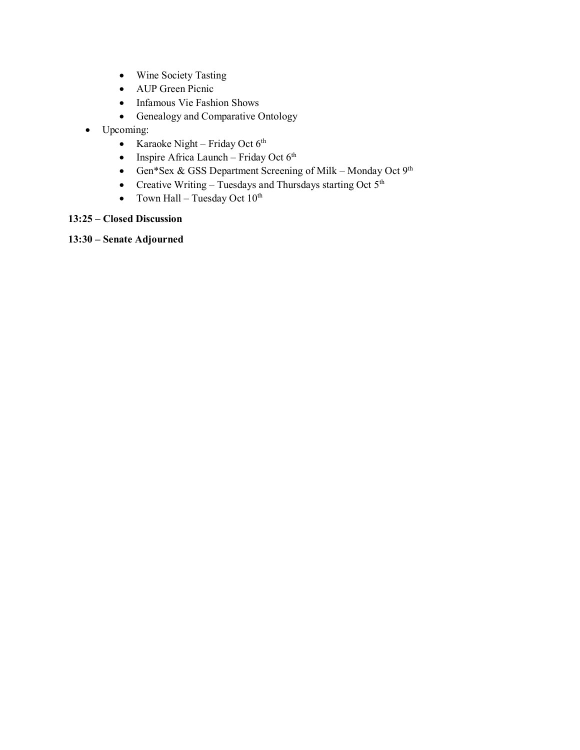- Wine Society Tasting
  - AUP Green Picnic
  - Infamous Vie Fashion Shows
  - Genealogy and Comparative Ontology
- Upcoming:
  - Karaoke Night – Friday Oct 6th
  - Inspire Africa Launch – Friday Oct 6th
  - Gen*Sex & GSS Department Screening of Milk – Monday Oct 9th
  - Creative Writing – Tuesdays and Thursdays starting Oct 5th
  - Town Hall – Tuesday Oct 10th

**13:25 – Closed Discussion**

**13:30 – Senate Adjourned**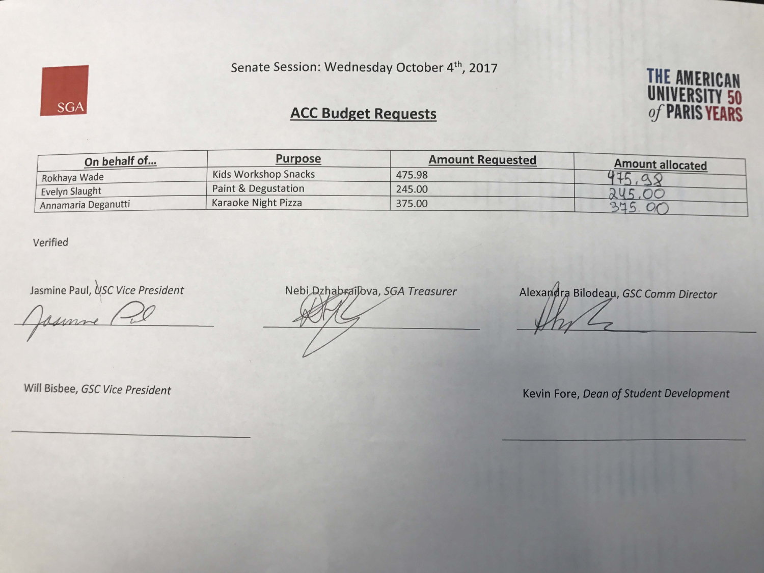SGA

Senate Session: Wednesday October 4th, 2017

THE AMERICAN UNIVERSITY of PARIS 50 YEARS

## ACC Budget Requests

| On behalf of... | Purpose | Amount Requested | Amount allocated |
|---|---|---|---|
| Rokhaya Wade | Kids Workshop Snacks | 475.98 | 475.98 |
| Evelyn Slaught | Paint & Degustation | 245.00 | 245.00 |
| Annamaria Deganutti | Karaoke Night Pizza | 375.00 | 375.00 |

Verified

Jasmine Paul, *USC Vice President*

Nebi Dzhabrailova, *SGA Treasurer*

Alexandra Bilodeau, *GSC Comm Director*

Will Bisbee, *GSC Vice President*

Kevin Fore, *Dean of Student Development*